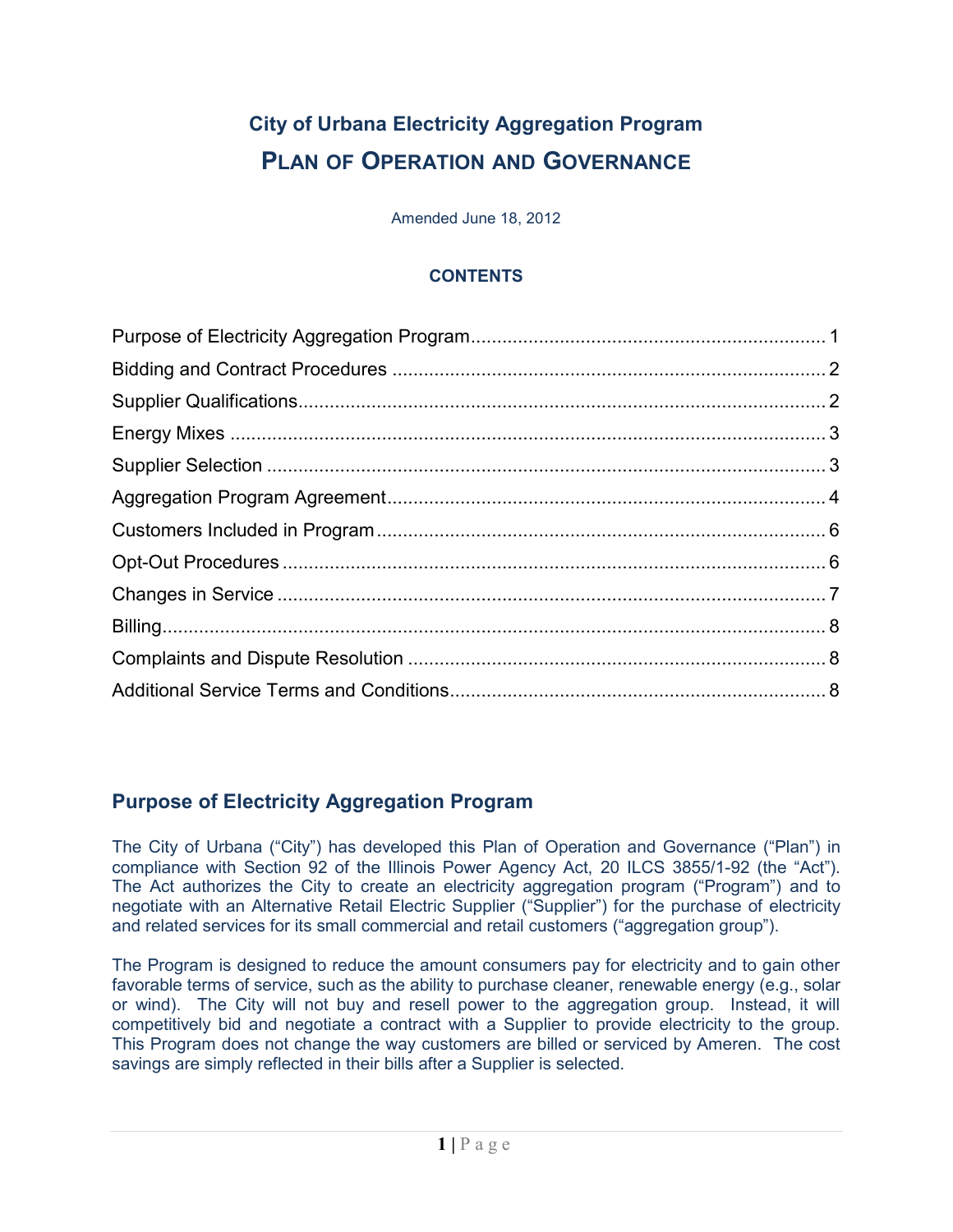# City of Urbana Electricity Aggregation Program

# PLAN OF OPERATION AND GOVERNANCE

Amended June 18, 2012

## CONTENTS

| | |
|---|---|
| Purpose of Electricity Aggregation Program | 1 |
| Bidding and Contract Procedures | 2 |
| Supplier Qualifications | 2 |
| Energy Mixes | 3 |
| Supplier Selection | 3 |
| Aggregation Program Agreement | 4 |
| Customers Included in Program | 6 |
| Opt-Out Procedures | 6 |
| Changes in Service | 7 |
| Billing | 8 |
| Complaints and Dispute Resolution | 8 |
| Additional Service Terms and Conditions | 8 |

## Purpose of Electricity Aggregation Program

The City of Urbana ("City") has developed this Plan of Operation and Governance ("Plan") in compliance with Section 92 of the Illinois Power Agency Act, 20 ILCS 3855/1-92 (the "Act"). The Act authorizes the City to create an electricity aggregation program ("Program") and to negotiate with an Alternative Retail Electric Supplier ("Supplier") for the purchase of electricity and related services for its small commercial and retail customers ("aggregation group").

The Program is designed to reduce the amount consumers pay for electricity and to gain other favorable terms of service, such as the ability to purchase cleaner, renewable energy (e.g., solar or wind). The City will not buy and resell power to the aggregation group. Instead, it will competitively bid and negotiate a contract with a Supplier to provide electricity to the group. This Program does not change the way customers are billed or serviced by Ameren. The cost savings are simply reflected in their bills after a Supplier is selected.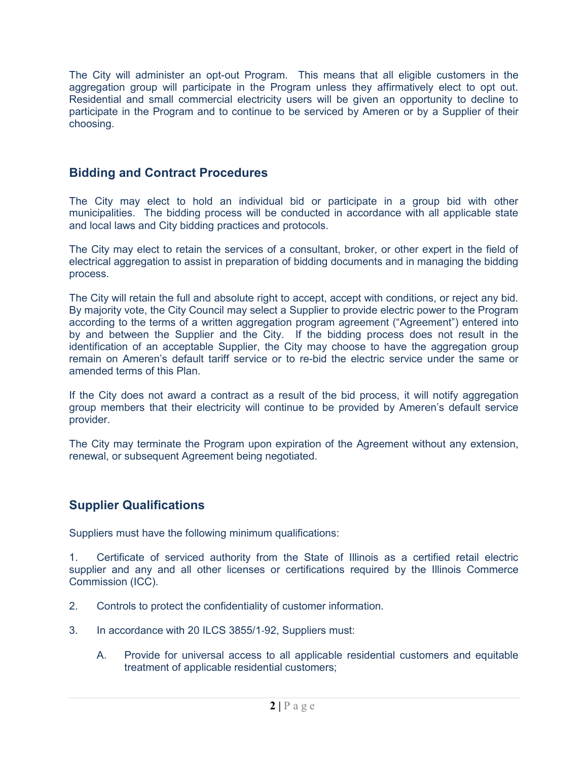The City will administer an opt-out Program. This means that all eligible customers in the aggregation group will participate in the Program unless they affirmatively elect to opt out. Residential and small commercial electricity users will be given an opportunity to decline to participate in the Program and to continue to be serviced by Ameren or by a Supplier of their choosing.

## Bidding and Contract Procedures

The City may elect to hold an individual bid or participate in a group bid with other municipalities. The bidding process will be conducted in accordance with all applicable state and local laws and City bidding practices and protocols.

The City may elect to retain the services of a consultant, broker, or other expert in the field of electrical aggregation to assist in preparation of bidding documents and in managing the bidding process.

The City will retain the full and absolute right to accept, accept with conditions, or reject any bid. By majority vote, the City Council may select a Supplier to provide electric power to the Program according to the terms of a written aggregation program agreement ("Agreement") entered into by and between the Supplier and the City. If the bidding process does not result in the identification of an acceptable Supplier, the City may choose to have the aggregation group remain on Ameren's default tariff service or to re-bid the electric service under the same or amended terms of this Plan.

If the City does not award a contract as a result of the bid process, it will notify aggregation group members that their electricity will continue to be provided by Ameren's default service provider.

The City may terminate the Program upon expiration of the Agreement without any extension, renewal, or subsequent Agreement being negotiated.

## Supplier Qualifications

Suppliers must have the following minimum qualifications:

1. Certificate of serviced authority from the State of Illinois as a certified retail electric supplier and any and all other licenses or certifications required by the Illinois Commerce Commission (ICC).

2. Controls to protect the confidentiality of customer information.

3. In accordance with 20 ILCS 3855/1-92, Suppliers must:

   A. Provide for universal access to all applicable residential customers and equitable treatment of applicable residential customers;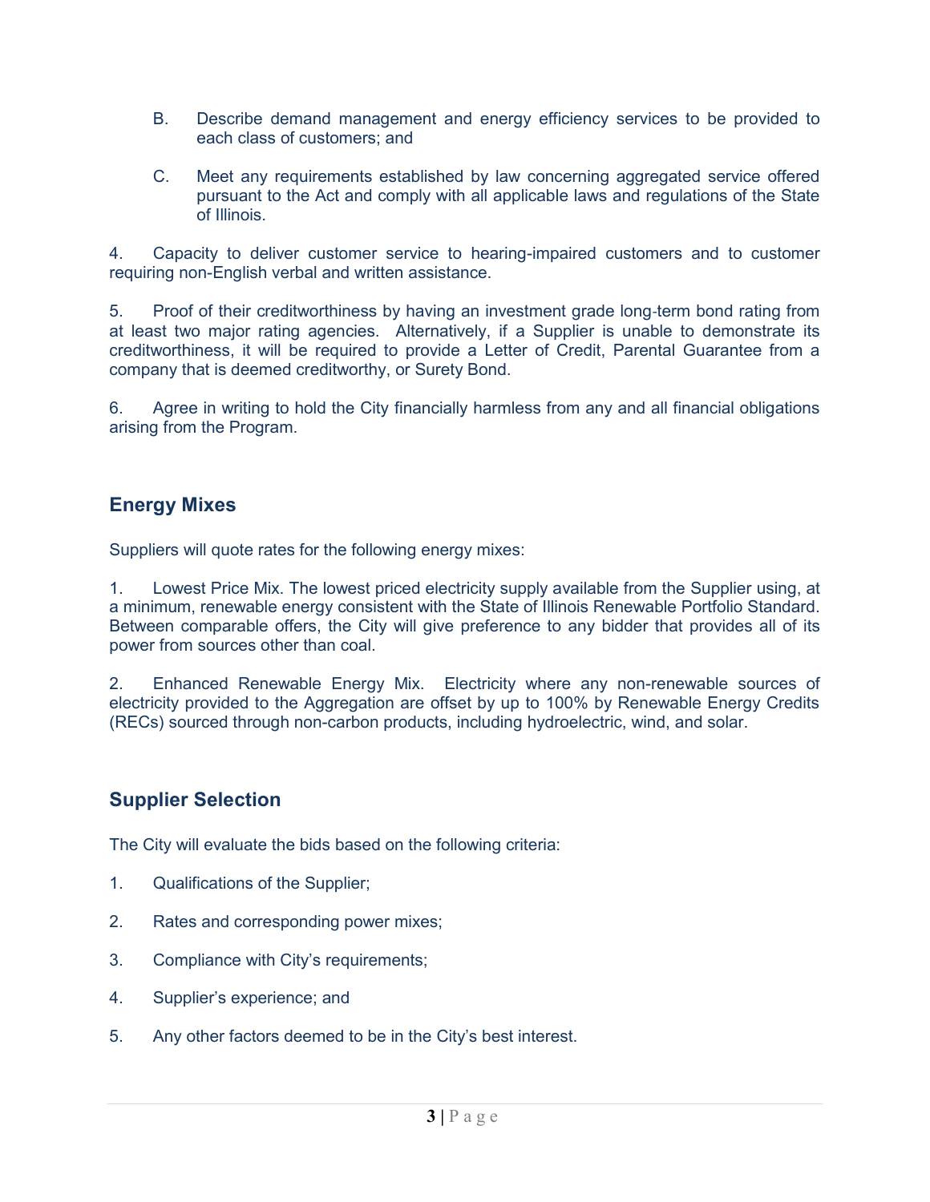B. Describe demand management and energy efficiency services to be provided to each class of customers; and

C. Meet any requirements established by law concerning aggregated service offered pursuant to the Act and comply with all applicable laws and regulations of the State of Illinois.

4. Capacity to deliver customer service to hearing-impaired customers and to customer requiring non-English verbal and written assistance.

5. Proof of their creditworthiness by having an investment grade long-term bond rating from at least two major rating agencies. Alternatively, if a Supplier is unable to demonstrate its creditworthiness, it will be required to provide a Letter of Credit, Parental Guarantee from a company that is deemed creditworthy, or Surety Bond.

6. Agree in writing to hold the City financially harmless from any and all financial obligations arising from the Program.

## Energy Mixes

Suppliers will quote rates for the following energy mixes:

1. Lowest Price Mix. The lowest priced electricity supply available from the Supplier using, at a minimum, renewable energy consistent with the State of Illinois Renewable Portfolio Standard. Between comparable offers, the City will give preference to any bidder that provides all of its power from sources other than coal.

2. Enhanced Renewable Energy Mix. Electricity where any non-renewable sources of electricity provided to the Aggregation are offset by up to 100% by Renewable Energy Credits (RECs) sourced through non-carbon products, including hydroelectric, wind, and solar.

## Supplier Selection

The City will evaluate the bids based on the following criteria:

1. Qualifications of the Supplier;

2. Rates and corresponding power mixes;

3. Compliance with City's requirements;

4. Supplier's experience; and

5. Any other factors deemed to be in the City's best interest.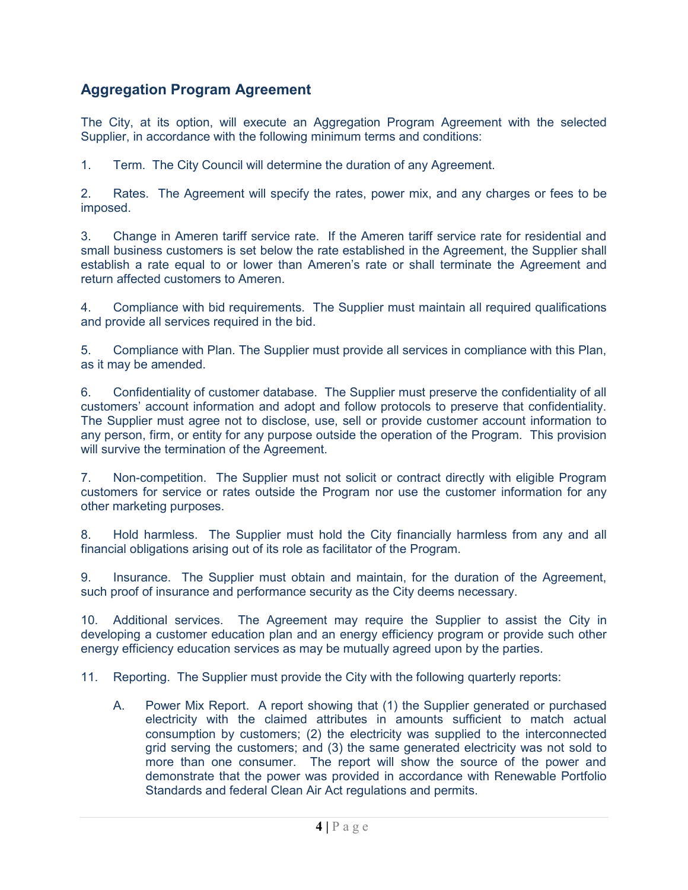## Aggregation Program Agreement

The City, at its option, will execute an Aggregation Program Agreement with the selected Supplier, in accordance with the following minimum terms and conditions:

1. Term. The City Council will determine the duration of any Agreement.

2. Rates. The Agreement will specify the rates, power mix, and any charges or fees to be imposed.

3. Change in Ameren tariff service rate. If the Ameren tariff service rate for residential and small business customers is set below the rate established in the Agreement, the Supplier shall establish a rate equal to or lower than Ameren's rate or shall terminate the Agreement and return affected customers to Ameren.

4. Compliance with bid requirements. The Supplier must maintain all required qualifications and provide all services required in the bid.

5. Compliance with Plan. The Supplier must provide all services in compliance with this Plan, as it may be amended.

6. Confidentiality of customer database. The Supplier must preserve the confidentiality of all customers' account information and adopt and follow protocols to preserve that confidentiality. The Supplier must agree not to disclose, use, sell or provide customer account information to any person, firm, or entity for any purpose outside the operation of the Program. This provision will survive the termination of the Agreement.

7. Non-competition. The Supplier must not solicit or contract directly with eligible Program customers for service or rates outside the Program nor use the customer information for any other marketing purposes.

8. Hold harmless. The Supplier must hold the City financially harmless from any and all financial obligations arising out of its role as facilitator of the Program.

9. Insurance. The Supplier must obtain and maintain, for the duration of the Agreement, such proof of insurance and performance security as the City deems necessary.

10. Additional services. The Agreement may require the Supplier to assist the City in developing a customer education plan and an energy efficiency program or provide such other energy efficiency education services as may be mutually agreed upon by the parties.

11. Reporting. The Supplier must provide the City with the following quarterly reports:

    A. Power Mix Report. A report showing that (1) the Supplier generated or purchased electricity with the claimed attributes in amounts sufficient to match actual consumption by customers; (2) the electricity was supplied to the interconnected grid serving the customers; and (3) the same generated electricity was not sold to more than one consumer. The report will show the source of the power and demonstrate that the power was provided in accordance with Renewable Portfolio Standards and federal Clean Air Act regulations and permits.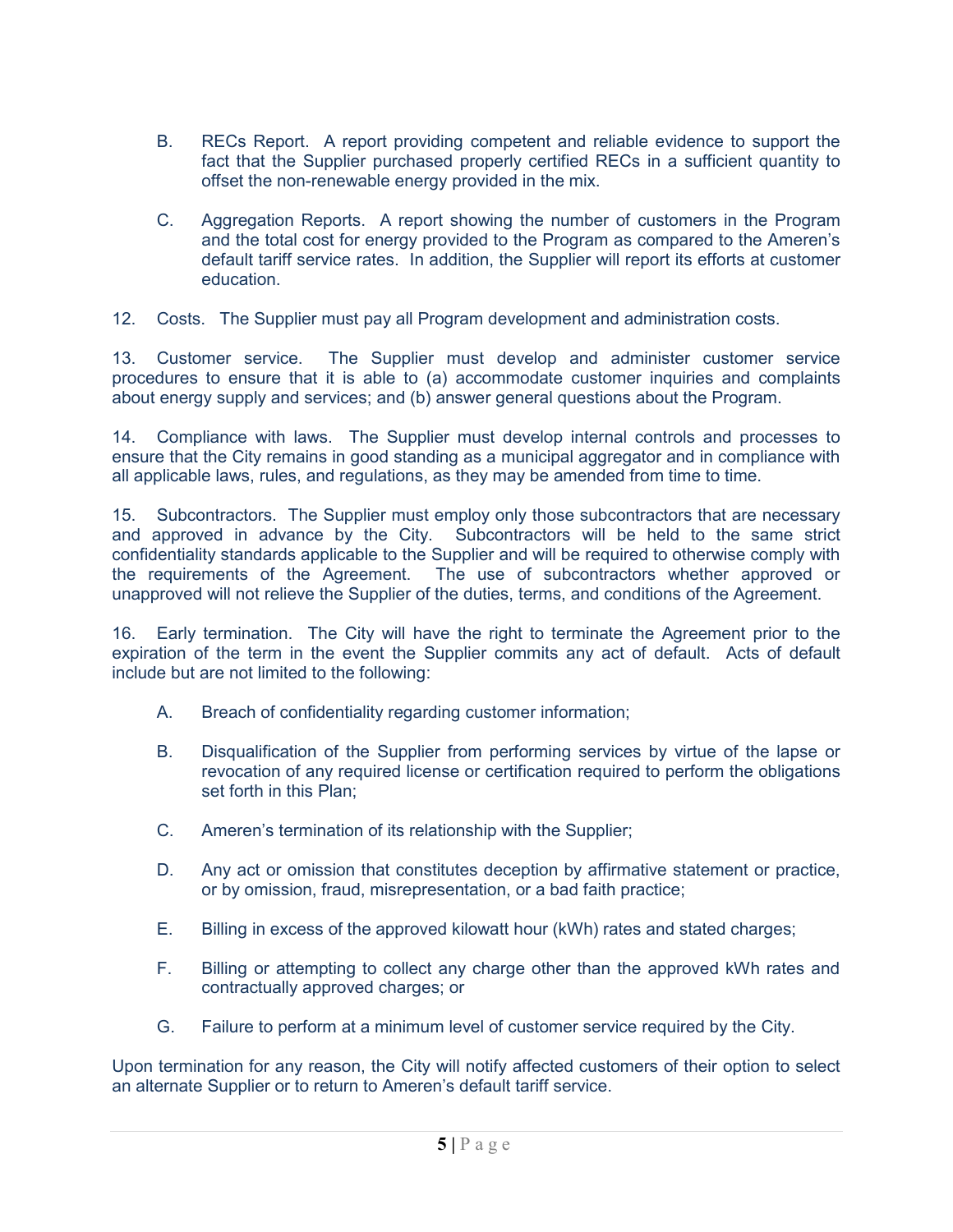B. RECs Report. A report providing competent and reliable evidence to support the fact that the Supplier purchased properly certified RECs in a sufficient quantity to offset the non-renewable energy provided in the mix.

C. Aggregation Reports. A report showing the number of customers in the Program and the total cost for energy provided to the Program as compared to the Ameren's default tariff service rates. In addition, the Supplier will report its efforts at customer education.

12. Costs. The Supplier must pay all Program development and administration costs.

13. Customer service. The Supplier must develop and administer customer service procedures to ensure that it is able to (a) accommodate customer inquiries and complaints about energy supply and services; and (b) answer general questions about the Program.

14. Compliance with laws. The Supplier must develop internal controls and processes to ensure that the City remains in good standing as a municipal aggregator and in compliance with all applicable laws, rules, and regulations, as they may be amended from time to time.

15. Subcontractors. The Supplier must employ only those subcontractors that are necessary and approved in advance by the City. Subcontractors will be held to the same strict confidentiality standards applicable to the Supplier and will be required to otherwise comply with the requirements of the Agreement. The use of subcontractors whether approved or unapproved will not relieve the Supplier of the duties, terms, and conditions of the Agreement.

16. Early termination. The City will have the right to terminate the Agreement prior to the expiration of the term in the event the Supplier commits any act of default. Acts of default include but are not limited to the following:

A. Breach of confidentiality regarding customer information;

B. Disqualification of the Supplier from performing services by virtue of the lapse or revocation of any required license or certification required to perform the obligations set forth in this Plan;

C. Ameren's termination of its relationship with the Supplier;

D. Any act or omission that constitutes deception by affirmative statement or practice, or by omission, fraud, misrepresentation, or a bad faith practice;

E. Billing in excess of the approved kilowatt hour (kWh) rates and stated charges;

F. Billing or attempting to collect any charge other than the approved kWh rates and contractually approved charges; or

G. Failure to perform at a minimum level of customer service required by the City.

Upon termination for any reason, the City will notify affected customers of their option to select an alternate Supplier or to return to Ameren's default tariff service.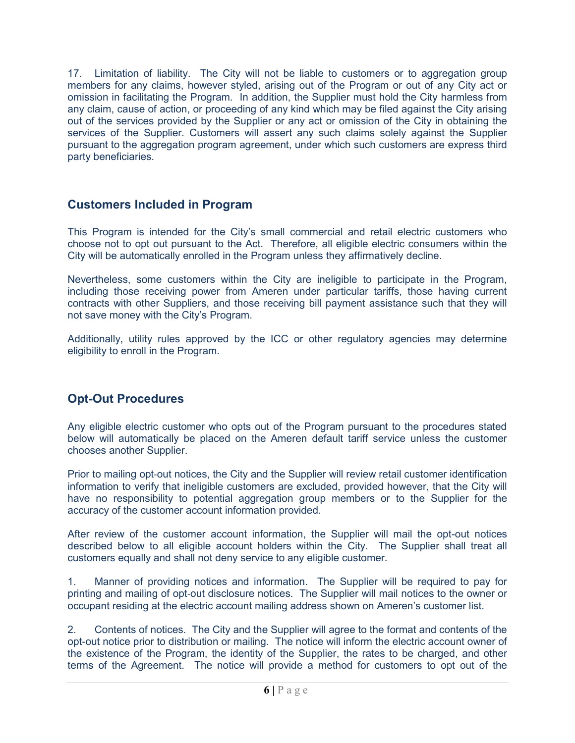17. Limitation of liability. The City will not be liable to customers or to aggregation group members for any claims, however styled, arising out of the Program or out of any City act or omission in facilitating the Program. In addition, the Supplier must hold the City harmless from any claim, cause of action, or proceeding of any kind which may be filed against the City arising out of the services provided by the Supplier or any act or omission of the City in obtaining the services of the Supplier. Customers will assert any such claims solely against the Supplier pursuant to the aggregation program agreement, under which such customers are express third party beneficiaries.

## Customers Included in Program

This Program is intended for the City's small commercial and retail electric customers who choose not to opt out pursuant to the Act. Therefore, all eligible electric consumers within the City will be automatically enrolled in the Program unless they affirmatively decline.

Nevertheless, some customers within the City are ineligible to participate in the Program, including those receiving power from Ameren under particular tariffs, those having current contracts with other Suppliers, and those receiving bill payment assistance such that they will not save money with the City's Program.

Additionally, utility rules approved by the ICC or other regulatory agencies may determine eligibility to enroll in the Program.

## Opt-Out Procedures

Any eligible electric customer who opts out of the Program pursuant to the procedures stated below will automatically be placed on the Ameren default tariff service unless the customer chooses another Supplier.

Prior to mailing opt-out notices, the City and the Supplier will review retail customer identification information to verify that ineligible customers are excluded, provided however, that the City will have no responsibility to potential aggregation group members or to the Supplier for the accuracy of the customer account information provided.

After review of the customer account information, the Supplier will mail the opt-out notices described below to all eligible account holders within the City. The Supplier shall treat all customers equally and shall not deny service to any eligible customer.

1. Manner of providing notices and information. The Supplier will be required to pay for printing and mailing of opt-out disclosure notices. The Supplier will mail notices to the owner or occupant residing at the electric account mailing address shown on Ameren's customer list.

2. Contents of notices. The City and the Supplier will agree to the format and contents of the opt-out notice prior to distribution or mailing. The notice will inform the electric account owner of the existence of the Program, the identity of the Supplier, the rates to be charged, and other terms of the Agreement. The notice will provide a method for customers to opt out of the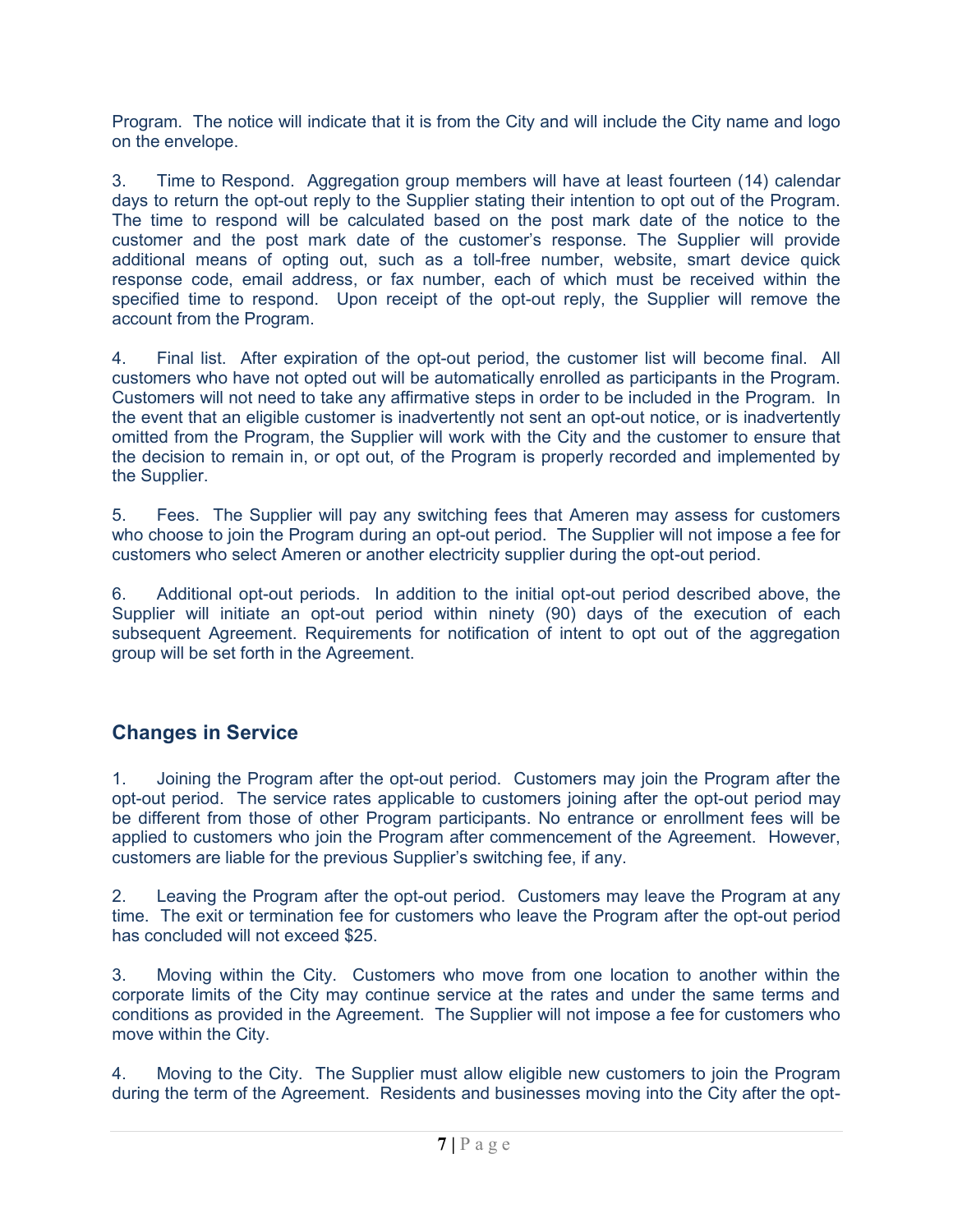Program. The notice will indicate that it is from the City and will include the City name and logo on the envelope.

3. Time to Respond. Aggregation group members will have at least fourteen (14) calendar days to return the opt-out reply to the Supplier stating their intention to opt out of the Program. The time to respond will be calculated based on the post mark date of the notice to the customer and the post mark date of the customer's response. The Supplier will provide additional means of opting out, such as a toll-free number, website, smart device quick response code, email address, or fax number, each of which must be received within the specified time to respond. Upon receipt of the opt-out reply, the Supplier will remove the account from the Program.

4. Final list. After expiration of the opt-out period, the customer list will become final. All customers who have not opted out will be automatically enrolled as participants in the Program. Customers will not need to take any affirmative steps in order to be included in the Program. In the event that an eligible customer is inadvertently not sent an opt-out notice, or is inadvertently omitted from the Program, the Supplier will work with the City and the customer to ensure that the decision to remain in, or opt out, of the Program is properly recorded and implemented by the Supplier.

5. Fees. The Supplier will pay any switching fees that Ameren may assess for customers who choose to join the Program during an opt-out period. The Supplier will not impose a fee for customers who select Ameren or another electricity supplier during the opt-out period.

6. Additional opt-out periods. In addition to the initial opt-out period described above, the Supplier will initiate an opt-out period within ninety (90) days of the execution of each subsequent Agreement. Requirements for notification of intent to opt out of the aggregation group will be set forth in the Agreement.

## Changes in Service

1. Joining the Program after the opt-out period. Customers may join the Program after the opt-out period. The service rates applicable to customers joining after the opt-out period may be different from those of other Program participants. No entrance or enrollment fees will be applied to customers who join the Program after commencement of the Agreement. However, customers are liable for the previous Supplier's switching fee, if any.

2. Leaving the Program after the opt-out period. Customers may leave the Program at any time. The exit or termination fee for customers who leave the Program after the opt-out period has concluded will not exceed $25.

3. Moving within the City. Customers who move from one location to another within the corporate limits of the City may continue service at the rates and under the same terms and conditions as provided in the Agreement. The Supplier will not impose a fee for customers who move within the City.

4. Moving to the City. The Supplier must allow eligible new customers to join the Program during the term of the Agreement. Residents and businesses moving into the City after the opt-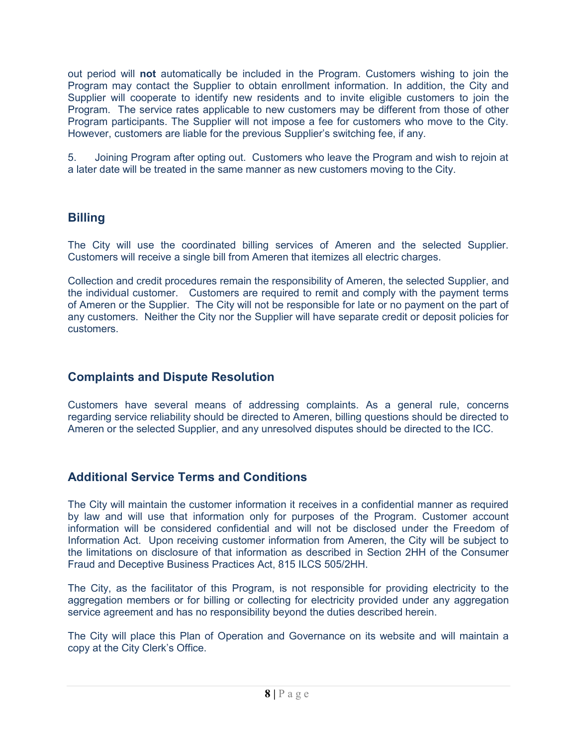out period will **not** automatically be included in the Program. Customers wishing to join the Program may contact the Supplier to obtain enrollment information. In addition, the City and Supplier will cooperate to identify new residents and to invite eligible customers to join the Program. The service rates applicable to new customers may be different from those of other Program participants. The Supplier will not impose a fee for customers who move to the City. However, customers are liable for the previous Supplier's switching fee, if any.

5. Joining Program after opting out. Customers who leave the Program and wish to rejoin at a later date will be treated in the same manner as new customers moving to the City.

## Billing

The City will use the coordinated billing services of Ameren and the selected Supplier. Customers will receive a single bill from Ameren that itemizes all electric charges.

Collection and credit procedures remain the responsibility of Ameren, the selected Supplier, and the individual customer. Customers are required to remit and comply with the payment terms of Ameren or the Supplier. The City will not be responsible for late or no payment on the part of any customers. Neither the City nor the Supplier will have separate credit or deposit policies for customers.

## Complaints and Dispute Resolution

Customers have several means of addressing complaints. As a general rule, concerns regarding service reliability should be directed to Ameren, billing questions should be directed to Ameren or the selected Supplier, and any unresolved disputes should be directed to the ICC.

## Additional Service Terms and Conditions

The City will maintain the customer information it receives in a confidential manner as required by law and will use that information only for purposes of the Program. Customer account information will be considered confidential and will not be disclosed under the Freedom of Information Act. Upon receiving customer information from Ameren, the City will be subject to the limitations on disclosure of that information as described in Section 2HH of the Consumer Fraud and Deceptive Business Practices Act, 815 ILCS 505/2HH.

The City, as the facilitator of this Program, is not responsible for providing electricity to the aggregation members or for billing or collecting for electricity provided under any aggregation service agreement and has no responsibility beyond the duties described herein.

The City will place this Plan of Operation and Governance on its website and will maintain a copy at the City Clerk's Office.